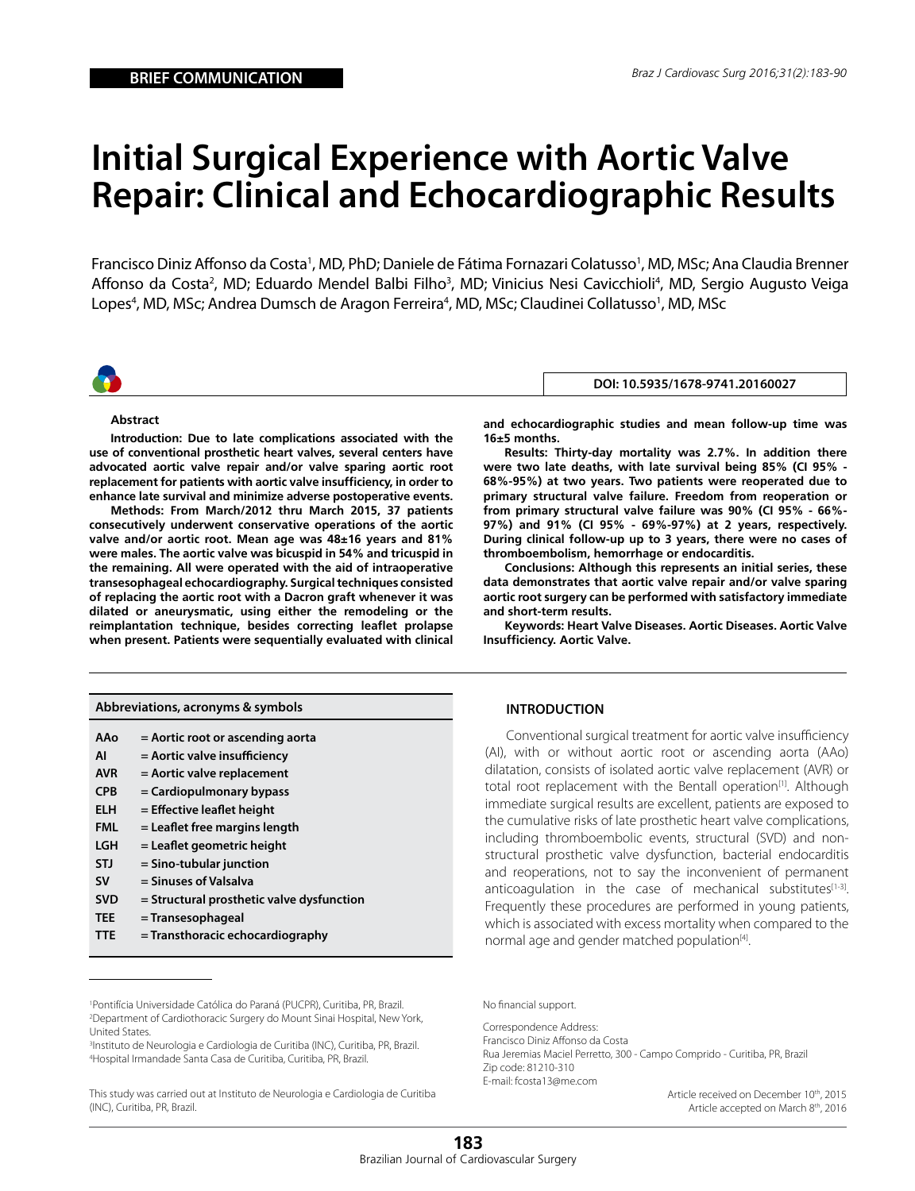**BRIEF COMMUNICATION**

# Initial Surgical Experience with Aortic Valve Repair: Clinical and Echocardiographic Results

Francisco Diniz Affonso da Costa[1], MD, PhD; Daniele de Fátima Fornazari Colatusso[1], MD, MSc; Ana Claudia Brenner Affonso da Costa[2], MD; Eduardo Mendel Balbi Filho[3], MD; Vinicius Nesi Cavicchioli[4], MD, Sergio Augusto Veiga Lopes[4], MD, MSc; Andrea Dumsch de Aragon Ferreira[4], MD, MSc; Claudinei Collatusso[1], MD, MSc

DOI: 10.5935/1678-9741.20160027

### Abstract

**Introduction: Due to late complications associated with the use of conventional prosthetic heart valves, several centers have advocated aortic valve repair and/or valve sparing aortic root replacement for patients with aortic valve insufficiency, in order to enhance late survival and minimize adverse postoperative events.**

**Methods: From March/2012 thru March 2015, 37 patients consecutively underwent conservative operations of the aortic valve and/or aortic root. Mean age was 48±16 years and 81% were males. The aortic valve was bicuspid in 54% and tricuspid in the remaining. All were operated with the aid of intraoperative transesophageal echocardiography. Surgical techniques consisted of replacing the aortic root with a Dacron graft whenever it was dilated or aneurysmatic, using either the remodeling or the reimplantation technique, besides correcting leaflet prolapse when present. Patients were sequentially evaluated with clinical and echocardiographic studies and mean follow-up time was 16±5 months.**

**Results: Thirty-day mortality was 2.7%. In addition there were two late deaths, with late survival being 85% (CI 95% - 68%-95%) at two years. Two patients were reoperated due to primary structural valve failure. Freedom from reoperation or from primary structural valve failure was 90% (CI 95% - 66%-97%) and 91% (CI 95% - 69%-97%) at 2 years, respectively. During clinical follow-up up to 3 years, there were no cases of thromboembolism, hemorrhage or endocarditis.**

**Conclusions: Although this represents an initial series, these data demonstrates that aortic valve repair and/or valve sparing aortic root surgery can be performed with satisfactory immediate and short-term results.**

**Keywords: Heart Valve Diseases. Aortic Diseases. Aortic Valve Insufficiency. Aortic Valve.**

| Abbreviations, acronyms & symbols | |
|---|---|
| AAo | = Aortic root or ascending aorta |
| AI | = Aortic valve insufficiency |
| AVR | = Aortic valve replacement |
| CPB | = Cardiopulmonary bypass |
| ELH | = Effective leaflet height |
| FML | = Leaflet free margins length |
| LGH | = Leaflet geometric height |
| STJ | = Sino-tubular junction |
| SV | = Sinuses of Valsalva |
| SVD | = Structural prosthetic valve dysfunction |
| TEE | = Transesophageal |
| TTE | = Transthoracic echocardiography |

## INTRODUCTION

Conventional surgical treatment for aortic valve insufficiency (AI), with or without aortic root or ascending aorta (AAo) dilatation, consists of isolated aortic valve replacement (AVR) or total root replacement with the Bentall operation[1]. Although immediate surgical results are excellent, patients are exposed to the cumulative risks of late prosthetic heart valve complications, including thromboembolic events, structural (SVD) and non-structural prosthetic valve dysfunction, bacterial endocarditis and reoperations, not to say the inconvenient of permanent anticoagulation in the case of mechanical substitutes[1-3]. Frequently these procedures are performed in young patients, which is associated with excess mortality when compared to the normal age and gender matched population[4].

[1]Pontifícia Universidade Católica do Paraná (PUCPR), Curitiba, PR, Brazil.
[2]Department of Cardiothoracic Surgery do Mount Sinai Hospital, New York, United States.
[3]Instituto de Neurologia e Cardiologia de Curitiba (INC), Curitiba, PR, Brazil.
[4]Hospital Irmandade Santa Casa de Curitiba, Curitiba, PR, Brazil.

This study was carried out at Instituto de Neurologia e Cardiologia de Curitiba (INC), Curitiba, PR, Brazil.

No financial support.

Correspondence Address:
Francisco Diniz Affonso da Costa
Rua Jeremias Maciel Perretto, 300 - Campo Comprido - Curitiba, PR, Brazil
Zip code: 81210-310
E-mail: fcosta13@me.com

Article received on December 10th, 2015
Article accepted on March 8th, 2016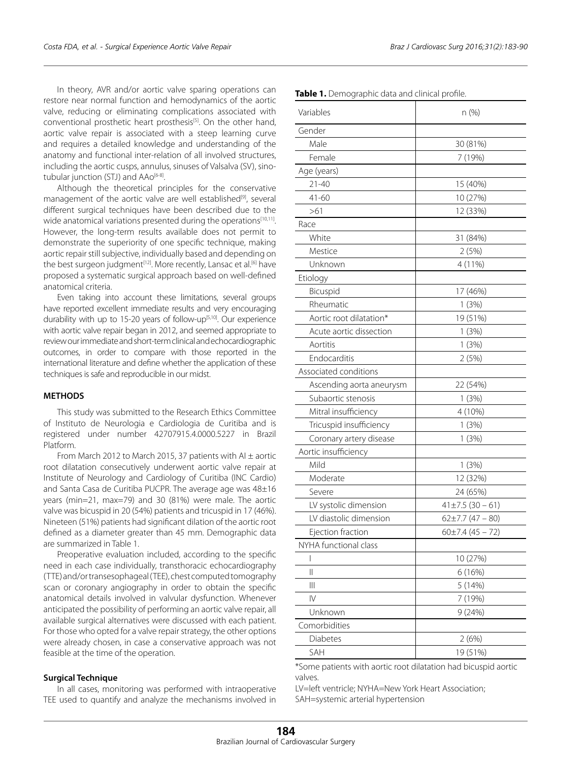In theory, AVR and/or aortic valve sparing operations can restore near normal function and hemodynamics of the aortic valve, reducing or eliminating complications associated with conventional prosthetic heart prosthesis[5]. On the other hand, aortic valve repair is associated with a steep learning curve and requires a detailed knowledge and understanding of the anatomy and functional inter-relation of all involved structures, including the aortic cusps, annulus, sinuses of Valsalva (SV), sinotubular junction (STJ) and AAo[6-8].

Although the theoretical principles for the conservative management of the aortic valve are well established[9], several different surgical techniques have been described due to the wide anatomical variations presented during the operations[10,11]. However, the long-term results available does not permit to demonstrate the superiority of one specific technique, making aortic repair still subjective, individually based and depending on the best surgeon judgment[12]. More recently, Lansac et al.[6] have proposed a systematic surgical approach based on well-defined anatomical criteria.

Even taking into account these limitations, several groups have reported excellent immediate results and very encouraging durability with up to 15-20 years of follow-up[5,10]. Our experience with aortic valve repair began in 2012, and seemed appropriate to review our immediate and short-term clinical and echocardiographic outcomes, in order to compare with those reported in the international literature and define whether the application of these techniques is safe and reproducible in our midst.

## METHODS

This study was submitted to the Research Ethics Committee of Instituto de Neurologia e Cardiologia de Curitiba and is registered under number 42707915.4.0000.5227 in Brazil Platform.

From March 2012 to March 2015, 37 patients with AI ± aortic root dilatation consecutively underwent aortic valve repair at Institute of Neurology and Cardiology of Curitiba (INC Cardio) and Santa Casa de Curitiba PUCPR. The average age was 48±16 years (min=21, max=79) and 30 (81%) were male. The aortic valve was bicuspid in 20 (54%) patients and tricuspid in 17 (46%). Nineteen (51%) patients had significant dilation of the aortic root defined as a diameter greater than 45 mm. Demographic data are summarized in Table 1.

Preoperative evaluation included, according to the specific need in each case individually, transthoracic echocardiography (TTE) and/or transesophageal (TEE), chest computed tomography scan or coronary angiography in order to obtain the specific anatomical details involved in valvular dysfunction. Whenever anticipated the possibility of performing an aortic valve repair, all available surgical alternatives were discussed with each patient. For those who opted for a valve repair strategy, the other options were already chosen, in case a conservative approach was not feasible at the time of the operation.

### Surgical Technique

In all cases, monitoring was performed with intraoperative TEE used to quantify and analyze the mechanisms involved in

**Table 1.** Demographic data and clinical profile.

| Variables | n (%) |
|---|---|
| Gender | |
| Male | 30 (81%) |
| Female | 7 (19%) |
| Age (years) | |
| 21-40 | 15 (40%) |
| 41-60 | 10 (27%) |
| >61 | 12 (33%) |
| Race | |
| White | 31 (84%) |
| Mestice | 2 (5%) |
| Unknown | 4 (11%) |
| Etiology | |
| Bicuspid | 17 (46%) |
| Rheumatic | 1 (3%) |
| Aortic root dilatation* | 19 (51%) |
| Acute aortic dissection | 1 (3%) |
| Aortitis | 1 (3%) |
| Endocarditis | 2 (5%) |
| Associated conditions | |
| Ascending aorta aneurysm | 22 (54%) |
| Subaortic stenosis | 1 (3%) |
| Mitral insufficiency | 4 (10%) |
| Tricuspid insufficiency | 1 (3%) |
| Coronary artery disease | 1 (3%) |
| Aortic insufficiency | |
| Mild | 1 (3%) |
| Moderate | 12 (32%) |
| Severe | 24 (65%) |
| LV systolic dimension | 41±7.5 (30 – 61) |
| LV diastolic dimension | 62±7.7 (47 – 80) |
| Ejection fraction | 60±7.4 (45 – 72) |
| NYHA functional class | |
| I | 10 (27%) |
| II | 6 (16%) |
| III | 5 (14%) |
| IV | 7 (19%) |
| Unknown | 9 (24%) |
| Comorbidities | |
| Diabetes | 2 (6%) |
| SAH | 19 (51%) |

*Some patients with aortic root dilatation had bicuspid aortic valves.

LV=left ventricle; NYHA=New York Heart Association; SAH=systemic arterial hypertension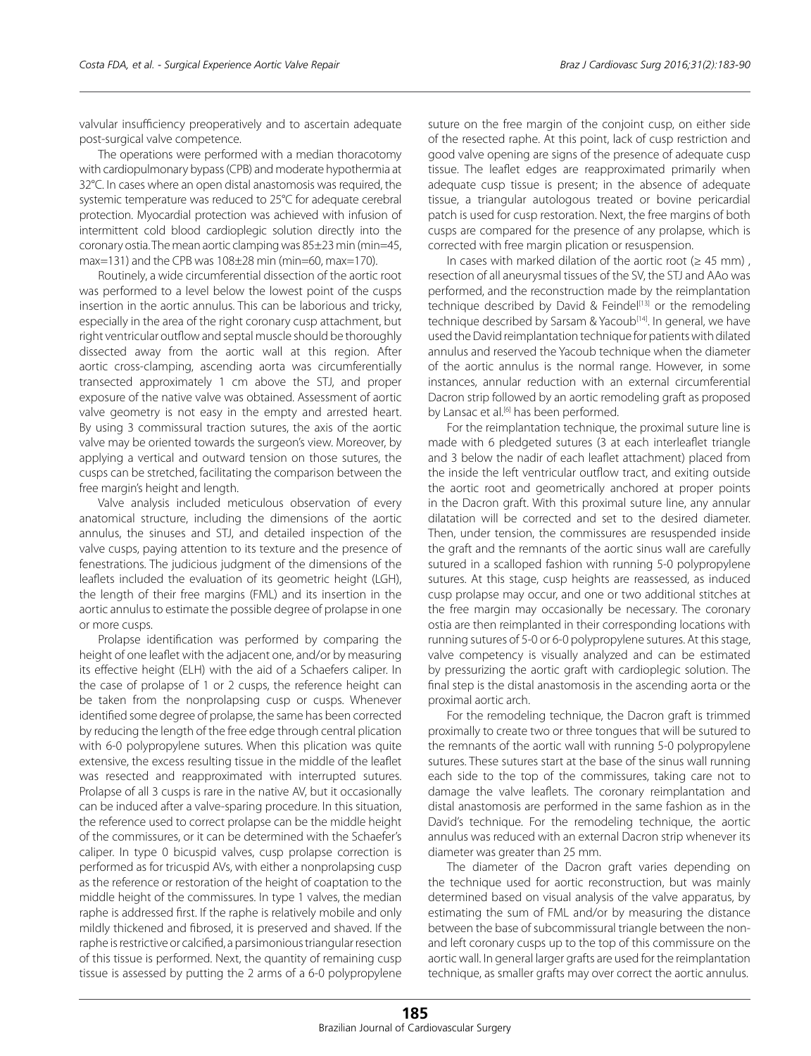valvular insufficiency preoperatively and to ascertain adequate post-surgical valve competence.

The operations were performed with a median thoracotomy with cardiopulmonary bypass (CPB) and moderate hypothermia at 32°C. In cases where an open distal anastomosis was required, the systemic temperature was reduced to 25°C for adequate cerebral protection. Myocardial protection was achieved with infusion of intermittent cold blood cardioplegic solution directly into the coronary ostia. The mean aortic clamping was 85±23 min (min=45, max=131) and the CPB was 108±28 min (min=60, max=170).

Routinely, a wide circumferential dissection of the aortic root was performed to a level below the lowest point of the cusps insertion in the aortic annulus. This can be laborious and tricky, especially in the area of the right coronary cusp attachment, but right ventricular outflow and septal muscle should be thoroughly dissected away from the aortic wall at this region. After aortic cross-clamping, ascending aorta was circumferentially transected approximately 1 cm above the STJ, and proper exposure of the native valve was obtained. Assessment of aortic valve geometry is not easy in the empty and arrested heart. By using 3 commissural traction sutures, the axis of the aortic valve may be oriented towards the surgeon's view. Moreover, by applying a vertical and outward tension on those sutures, the cusps can be stretched, facilitating the comparison between the free margin's height and length.

Valve analysis included meticulous observation of every anatomical structure, including the dimensions of the aortic annulus, the sinuses and STJ, and detailed inspection of the valve cusps, paying attention to its texture and the presence of fenestrations. The judicious judgment of the dimensions of the leaflets included the evaluation of its geometric height (LGH), the length of their free margins (FML) and its insertion in the aortic annulus to estimate the possible degree of prolapse in one or more cusps.

Prolapse identification was performed by comparing the height of one leaflet with the adjacent one, and/or by measuring its effective height (ELH) with the aid of a Schaefers caliper. In the case of prolapse of 1 or 2 cusps, the reference height can be taken from the nonprolapsing cusp or cusps. Whenever identified some degree of prolapse, the same has been corrected by reducing the length of the free edge through central plication with 6-0 polypropylene sutures. When this plication was quite extensive, the excess resulting tissue in the middle of the leaflet was resected and reapproximated with interrupted sutures. Prolapse of all 3 cusps is rare in the native AV, but it occasionally can be induced after a valve-sparing procedure. In this situation, the reference used to correct prolapse can be the middle height of the commissures, or it can be determined with the Schaefer's caliper. In type 0 bicuspid valves, cusp prolapse correction is performed as for tricuspid AVs, with either a nonprolapsing cusp as the reference or restoration of the height of coaptation to the middle height of the commissures. In type 1 valves, the median raphe is addressed first. If the raphe is relatively mobile and only mildly thickened and fibrosed, it is preserved and shaved. If the raphe is restrictive or calcified, a parsimonious triangular resection of this tissue is performed. Next, the quantity of remaining cusp tissue is assessed by putting the 2 arms of a 6-0 polypropylene suture on the free margin of the conjoint cusp, on either side of the resected raphe. At this point, lack of cusp restriction and good valve opening are signs of the presence of adequate cusp tissue. The leaflet edges are reapproximated primarily when adequate cusp tissue is present; in the absence of adequate tissue, a triangular autologous treated or bovine pericardial patch is used for cusp restoration. Next, the free margins of both cusps are compared for the presence of any prolapse, which is corrected with free margin plication or resuspension.

In cases with marked dilation of the aortic root (≥ 45 mm), resection of all aneurysmal tissues of the SV, the STJ and AAo was performed, and the reconstruction made by the reimplantation technique described by David & Feindel[13] or the remodeling technique described by Sarsam & Yacoub[14]. In general, we have used the David reimplantation technique for patients with dilated annulus and reserved the Yacoub technique when the diameter of the aortic annulus is the normal range. However, in some instances, annular reduction with an external circumferential Dacron strip followed by an aortic remodeling graft as proposed by Lansac et al.[6] has been performed.

For the reimplantation technique, the proximal suture line is made with 6 pledgeted sutures (3 at each interleaflet triangle and 3 below the nadir of each leaflet attachment) placed from the inside the left ventricular outflow tract, and exiting outside the aortic root and geometrically anchored at proper points in the Dacron graft. With this proximal suture line, any annular dilatation will be corrected and set to the desired diameter. Then, under tension, the commissures are resuspended inside the graft and the remnants of the aortic sinus wall are carefully sutured in a scalloped fashion with running 5-0 polypropylene sutures. At this stage, cusp heights are reassessed, as induced cusp prolapse may occur, and one or two additional stitches at the free margin may occasionally be necessary. The coronary ostia are then reimplanted in their corresponding locations with running sutures of 5-0 or 6-0 polypropylene sutures. At this stage, valve competency is visually analyzed and can be estimated by pressurizing the aortic graft with cardioplegic solution. The final step is the distal anastomosis in the ascending aorta or the proximal aortic arch.

For the remodeling technique, the Dacron graft is trimmed proximally to create two or three tongues that will be sutured to the remnants of the aortic wall with running 5-0 polypropylene sutures. These sutures start at the base of the sinus wall running each side to the top of the commissures, taking care not to damage the valve leaflets. The coronary reimplantation and distal anastomosis are performed in the same fashion as in the David's technique. For the remodeling technique, the aortic annulus was reduced with an external Dacron strip whenever its diameter was greater than 25 mm.

The diameter of the Dacron graft varies depending on the technique used for aortic reconstruction, but was mainly determined based on visual analysis of the valve apparatus, by estimating the sum of FML and/or by measuring the distance between the base of subcommissural triangle between the non- and left coronary cusps up to the top of this commissure on the aortic wall. In general larger grafts are used for the reimplantation technique, as smaller grafts may over correct the aortic annulus.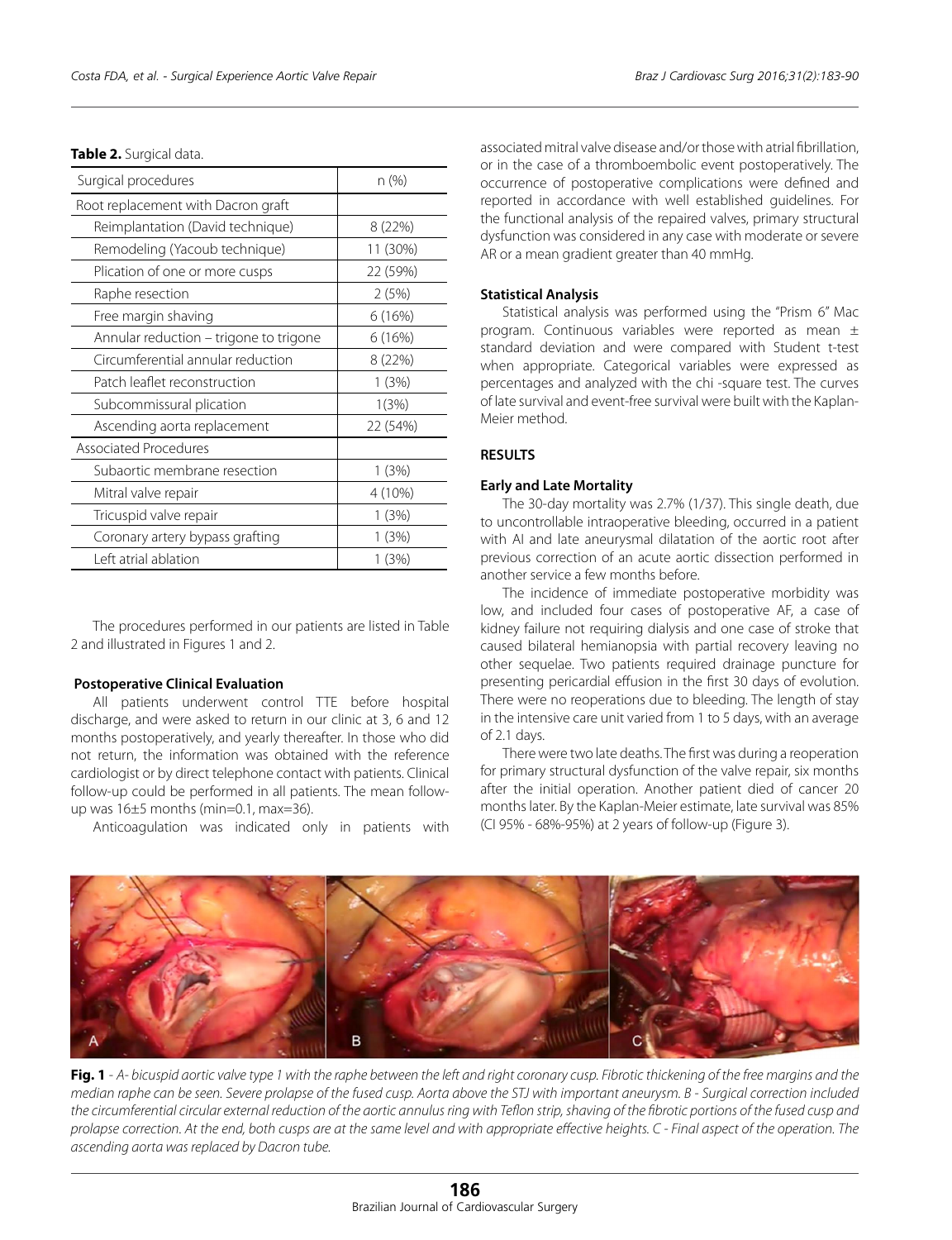**Table 2.** Surgical data.

| Surgical procedures | n (%) |
|---|---|
| Root replacement with Dacron graft | |
| Reimplantation (David technique) | 8 (22%) |
| Remodeling (Yacoub technique) | 11 (30%) |
| Plication of one or more cusps | 22 (59%) |
| Raphe resection | 2 (5%) |
| Free margin shaving | 6 (16%) |
| Annular reduction – trigone to trigone | 6 (16%) |
| Circumferential annular reduction | 8 (22%) |
| Patch leaflet reconstruction | 1 (3%) |
| Subcommissural plication | 1(3%) |
| Ascending aorta replacement | 22 (54%) |
| Associated Procedures | |
| Subaortic membrane resection | 1 (3%) |
| Mitral valve repair | 4 (10%) |
| Tricuspid valve repair | 1 (3%) |
| Coronary artery bypass grafting | 1 (3%) |
| Left atrial ablation | 1 (3%) |

The procedures performed in our patients are listed in Table 2 and illustrated in Figures 1 and 2.

### Postoperative Clinical Evaluation

All patients underwent control TTE before hospital discharge, and were asked to return in our clinic at 3, 6 and 12 months postoperatively, and yearly thereafter. In those who did not return, the information was obtained with the reference cardiologist or by direct telephone contact with patients. Clinical follow-up could be performed in all patients. The mean follow-up was 16±5 months (min=0.1, max=36).

Anticoagulation was indicated only in patients with associated mitral valve disease and/or those with atrial fibrillation, or in the case of a thromboembolic event postoperatively. The occurrence of postoperative complications were defined and reported in accordance with well established guidelines. For the functional analysis of the repaired valves, primary structural dysfunction was considered in any case with moderate or severe AR or a mean gradient greater than 40 mmHg.

### Statistical Analysis

Statistical analysis was performed using the "Prism 6" Mac program. Continuous variables were reported as mean ± standard deviation and were compared with Student t-test when appropriate. Categorical variables were expressed as percentages and analyzed with the chi -square test. The curves of late survival and event-free survival were built with the Kaplan-Meier method.

## RESULTS

### Early and Late Mortality

The 30-day mortality was 2.7% (1/37). This single death, due to uncontrollable intraoperative bleeding, occurred in a patient with AI and late aneurysmal dilatation of the aortic root after previous correction of an acute aortic dissection performed in another service a few months before.

The incidence of immediate postoperative morbidity was low, and included four cases of postoperative AF, a case of kidney failure not requiring dialysis and one case of stroke that caused bilateral hemianopsia with partial recovery leaving no other sequelae. Two patients required drainage puncture for presenting pericardial effusion in the first 30 days of evolution. There were no reoperations due to bleeding. The length of stay in the intensive care unit varied from 1 to 5 days, with an average of 2.1 days.

There were two late deaths. The first was during a reoperation for primary structural dysfunction of the valve repair, six months after the initial operation. Another patient died of cancer 20 months later. By the Kaplan-Meier estimate, late survival was 85% (CI 95% - 68%-95%) at 2 years of follow-up (Figure 3).

**Fig. 1** - *A- bicuspid aortic valve type 1 with the raphe between the left and right coronary cusp. Fibrotic thickening of the free margins and the median raphe can be seen. Severe prolapse of the fused cusp. Aorta above the STJ with important aneurysm. B - Surgical correction included the circumferential circular external reduction of the aortic annulus ring with Teflon strip, shaving of the fibrotic portions of the fused cusp and prolapse correction. At the end, both cusps are at the same level and with appropriate effective heights. C - Final aspect of the operation. The ascending aorta was replaced by Dacron tube.*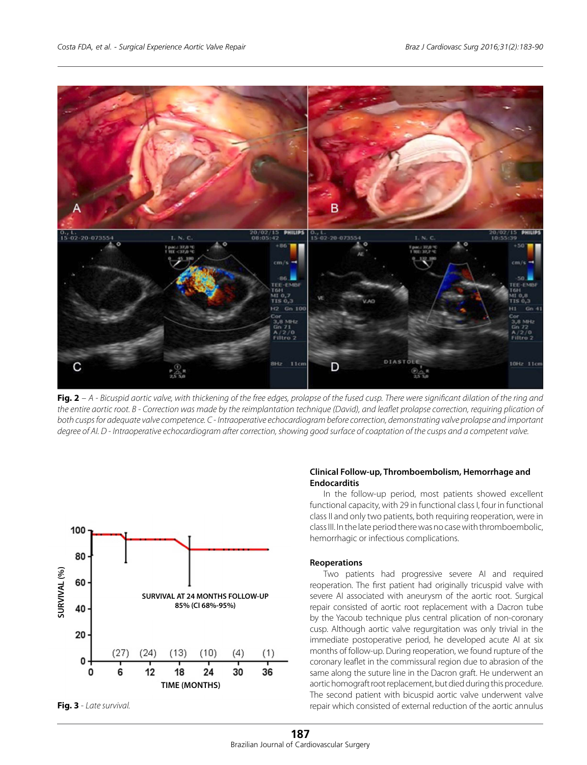**Fig. 2** – *A - Bicuspid aortic valve, with thickening of the free edges, prolapse of the fused cusp. There were significant dilation of the ring and the entire aortic root. B - Correction was made by the reimplantation technique (David), and leaflet prolapse correction, requiring plication of both cusps for adequate valve competence. C - Intraoperative echocardiogram before correction, demonstrating valve prolapse and important degree of AI. D - Intraoperative echocardiogram after correction, showing good surface of coaptation of the cusps and a competent valve.*

**Fig. 3** - *Late survival.*

#### Clinical Follow-up, Thromboembolism, Hemorrhage and Endocarditis

In the follow-up period, most patients showed excellent functional capacity, with 29 in functional class I, four in functional class II and only two patients, both requiring reoperation, were in class III. In the late period there was no case with thromboembolic, hemorrhagic or infectious complications.

#### Reoperations

Two patients had progressive severe AI and required reoperation. The first patient had originally tricuspid valve with severe AI associated with aneurysm of the aortic root. Surgical repair consisted of aortic root replacement with a Dacron tube by the Yacoub technique plus central plication of non-coronary cusp. Although aortic valve regurgitation was only trivial in the immediate postoperative period, he developed acute AI at six months of follow-up. During reoperation, we found rupture of the coronary leaflet in the commissural region due to abrasion of the same along the suture line in the Dacron graft. He underwent an aortic homograft root replacement, but died during this procedure. The second patient with bicuspid aortic valve underwent valve repair which consisted of external reduction of the aortic annulus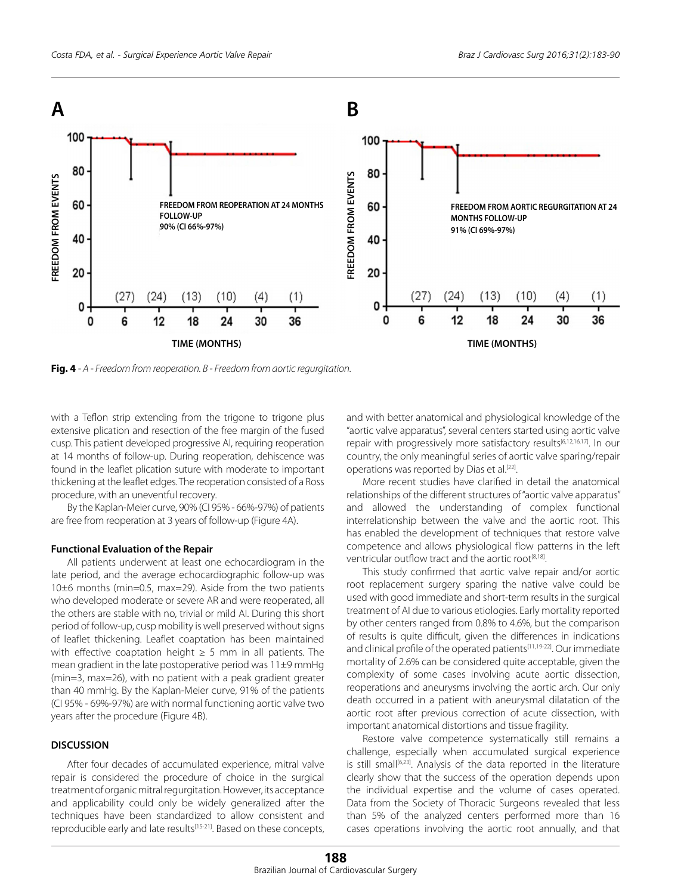**Fig. 4** - *A - Freedom from reoperation. B - Freedom from aortic regurgitation.*

with a Teflon strip extending from the trigone to trigone plus extensive plication and resection of the free margin of the fused cusp. This patient developed progressive AI, requiring reoperation at 14 months of follow-up. During reoperation, dehiscence was found in the leaflet plication suture with moderate to important thickening at the leaflet edges. The reoperation consisted of a Ross procedure, with an uneventful recovery.

By the Kaplan-Meier curve, 90% (CI 95% - 66%-97%) of patients are free from reoperation at 3 years of follow-up (Figure 4A).

#### Functional Evaluation of the Repair

All patients underwent at least one echocardiogram in the late period, and the average echocardiographic follow-up was 10±6 months (min=0.5, max=29). Aside from the two patients who developed moderate or severe AR and were reoperated, all the others are stable with no, trivial or mild AI. During this short period of follow-up, cusp mobility is well preserved without signs of leaflet thickening. Leaflet coaptation has been maintained with effective coaptation height ≥ 5 mm in all patients. The mean gradient in the late postoperative period was 11±9 mmHg (min=3, max=26), with no patient with a peak gradient greater than 40 mmHg. By the Kaplan-Meier curve, 91% of the patients (CI 95% - 69%-97%) are with normal functioning aortic valve two years after the procedure (Figure 4B).

### DISCUSSION

After four decades of accumulated experience, mitral valve repair is considered the procedure of choice in the surgical treatment of organic mitral regurgitation. However, its acceptance and applicability could only be widely generalized after the techniques have been standardized to allow consistent and reproducible early and late results[15-21]. Based on these concepts, and with better anatomical and physiological knowledge of the "aortic valve apparatus", several centers started using aortic valve repair with progressively more satisfactory results[6,12,16,17]. In our country, the only meaningful series of aortic valve sparing/repair operations was reported by Dias et al.[22].

More recent studies have clarified in detail the anatomical relationships of the different structures of "aortic valve apparatus" and allowed the understanding of complex functional interrelationship between the valve and the aortic root. This has enabled the development of techniques that restore valve competence and allows physiological flow patterns in the left ventricular outflow tract and the aortic root[8,18].

This study confirmed that aortic valve repair and/or aortic root replacement surgery sparing the native valve could be used with good immediate and short-term results in the surgical treatment of AI due to various etiologies. Early mortality reported by other centers ranged from 0.8% to 4.6%, but the comparison of results is quite difficult, given the differences in indications and clinical profile of the operated patients[11,19-22]. Our immediate mortality of 2.6% can be considered quite acceptable, given the complexity of some cases involving acute aortic dissection, reoperations and aneurysms involving the aortic arch. Our only death occurred in a patient with aneurysmal dilatation of the aortic root after previous correction of acute dissection, with important anatomical distortions and tissue fragility.

Restore valve competence systematically still remains a challenge, especially when accumulated surgical experience is still small[6,23]. Analysis of the data reported in the literature clearly show that the success of the operation depends upon the individual expertise and the volume of cases operated. Data from the Society of Thoracic Surgeons revealed that less than 5% of the analyzed centers performed more than 16 cases operations involving the aortic root annually, and that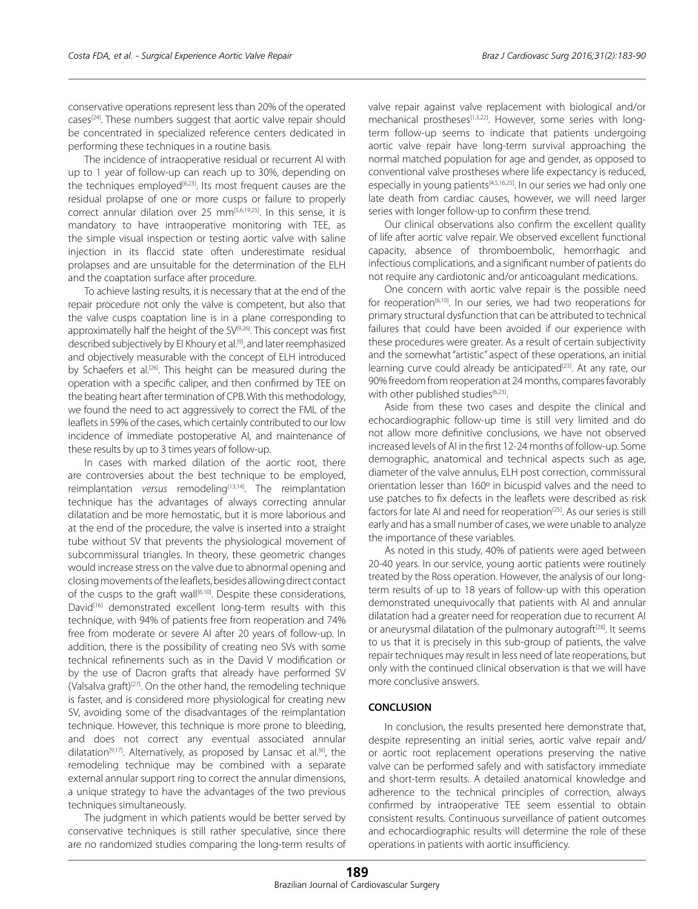conservative operations represent less than 20% of the operated cases[24]. These numbers suggest that aortic valve repair should be concentrated in specialized reference centers dedicated in performing these techniques in a routine basis.

The incidence of intraoperative residual or recurrent AI with up to 1 year of follow-up can reach up to 30%, depending on the techniques employed[6,23]. Its most frequent causes are the residual prolapse of one or more cusps or failure to properly correct annular dilation over 25 mm[5,6,19,25]. In this sense, it is mandatory to have intraoperative monitoring with TEE, as the simple visual inspection or testing aortic valve with saline injection in its flaccid state often underestimate residual prolapses and are unsuitable for the determination of the ELH and the coaptation surface after procedure.

To achieve lasting results, it is necessary that at the end of the repair procedure not only the valve is competent, but also that the valve cusps coaptation line is in a plane corresponding to approximately half the height of the SV[9,26]. This concept was first described subjectively by El Khoury et al.[9], and later reemphasized and objectively measurable with the concept of ELH introduced by Schaefers et al.[26]. This height can be measured during the operation with a specific caliper, and then confirmed by TEE on the beating heart after termination of CPB. With this methodology, we found the need to act aggressively to correct the FML of the leaflets in 59% of the cases, which certainly contributed to our low incidence of immediate postoperative AI, and maintenance of these results by up to 3 times years of follow-up.

In cases with marked dilation of the aortic root, there are controversies about the best technique to be employed, reimplantation *versus* remodeling[13,14]. The reimplantation technique has the advantages of always correcting annular dilatation and be more hemostatic, but it is more laborious and at the end of the procedure, the valve is inserted into a straight tube without SV that prevents the physiological movement of subcommissural triangles. In theory, these geometric changes would increase stress on the valve due to abnormal opening and closing movements of the leaflets, besides allowing direct contact of the cusps to the graft wall[6,10]. Despite these considerations, David[16] demonstrated excellent long-term results with this technique, with 94% of patients free from reoperation and 74% free from moderate or severe AI after 20 years of follow-up. In addition, there is the possibility of creating neo SVs with some technical refinements such as in the David V modification or by the use of Dacron grafts that already have performed SV (Valsalva graft)[27]. On the other hand, the remodeling technique is faster, and is considered more physiological for creating new SV, avoiding some of the disadvantages of the reimplantation technique. However, this technique is more prone to bleeding, and does not correct any eventual associated annular dilatation[9,17]. Alternatively, as proposed by Lansac et al.[6], the remodeling technique may be combined with a separate external annular support ring to correct the annular dimensions, a unique strategy to have the advantages of the two previous techniques simultaneously.

The judgment in which patients would be better served by conservative techniques is still rather speculative, since there are no randomized studies comparing the long-term results of valve repair against valve replacement with biological and/or mechanical prostheses[1,3,22]. However, some series with long-term follow-up seems to indicate that patients undergoing aortic valve repair have long-term survival approaching the normal matched population for age and gender, as opposed to conventional valve prostheses where life expectancy is reduced, especially in young patients[4,5,16,25]. In our series we had only one late death from cardiac causes, however, we will need larger series with longer follow-up to confirm these trend.

Our clinical observations also confirm the excellent quality of life after aortic valve repair. We observed excellent functional capacity, absence of thromboembolic, hemorrhagic and infectious complications, and a significant number of patients do not require any cardiotonic and/or anticoagulant medications.

One concern with aortic valve repair is the possible need for reoperation[6,10]. In our series, we had two reoperations for primary structural dysfunction that can be attributed to technical failures that could have been avoided if our experience with these procedures were greater. As a result of certain subjectivity and the somewhat "artistic" aspect of these operations, an initial learning curve could already be anticipated[23]. At any rate, our 90% freedom from reoperation at 24 months, compares favorably with other published studies[6,23].

Aside from these two cases and despite the clinical and echocardiographic follow-up time is still very limited and do not allow more definitive conclusions, we have not observed increased levels of AI in the first 12-24 months of follow-up. Some demographic, anatomical and technical aspects such as age, diameter of the valve annulus, ELH post correction, commissural orientation lesser than 160º in bicuspid valves and the need to use patches to fix defects in the leaflets were described as risk factors for late AI and need for reoperation[25]. As our series is still early and has a small number of cases, we were unable to analyze the importance of these variables.

As noted in this study, 40% of patients were aged between 20-40 years. In our service, young aortic patients were routinely treated by the Ross operation. However, the analysis of our long-term results of up to 18 years of follow-up with this operation demonstrated unequivocally that patients with AI and annular dilatation had a greater need for reoperation due to recurrent AI or aneurysmal dilatation of the pulmonary autograft[28]. It seems to us that it is precisely in this sub-group of patients, the valve repair techniques may result in less need of late reoperations, but only with the continued clinical observation is that we will have more conclusive answers.

## CONCLUSION

In conclusion, the results presented here demonstrate that, despite representing an initial series, aortic valve repair and/or aortic root replacement operations preserving the native valve can be performed safely and with satisfactory immediate and short-term results. A detailed anatomical knowledge and adherence to the technical principles of correction, always confirmed by intraoperative TEE seem essential to obtain consistent results. Continuous surveillance of patient outcomes and echocardiographic results will determine the role of these operations in patients with aortic insufficiency.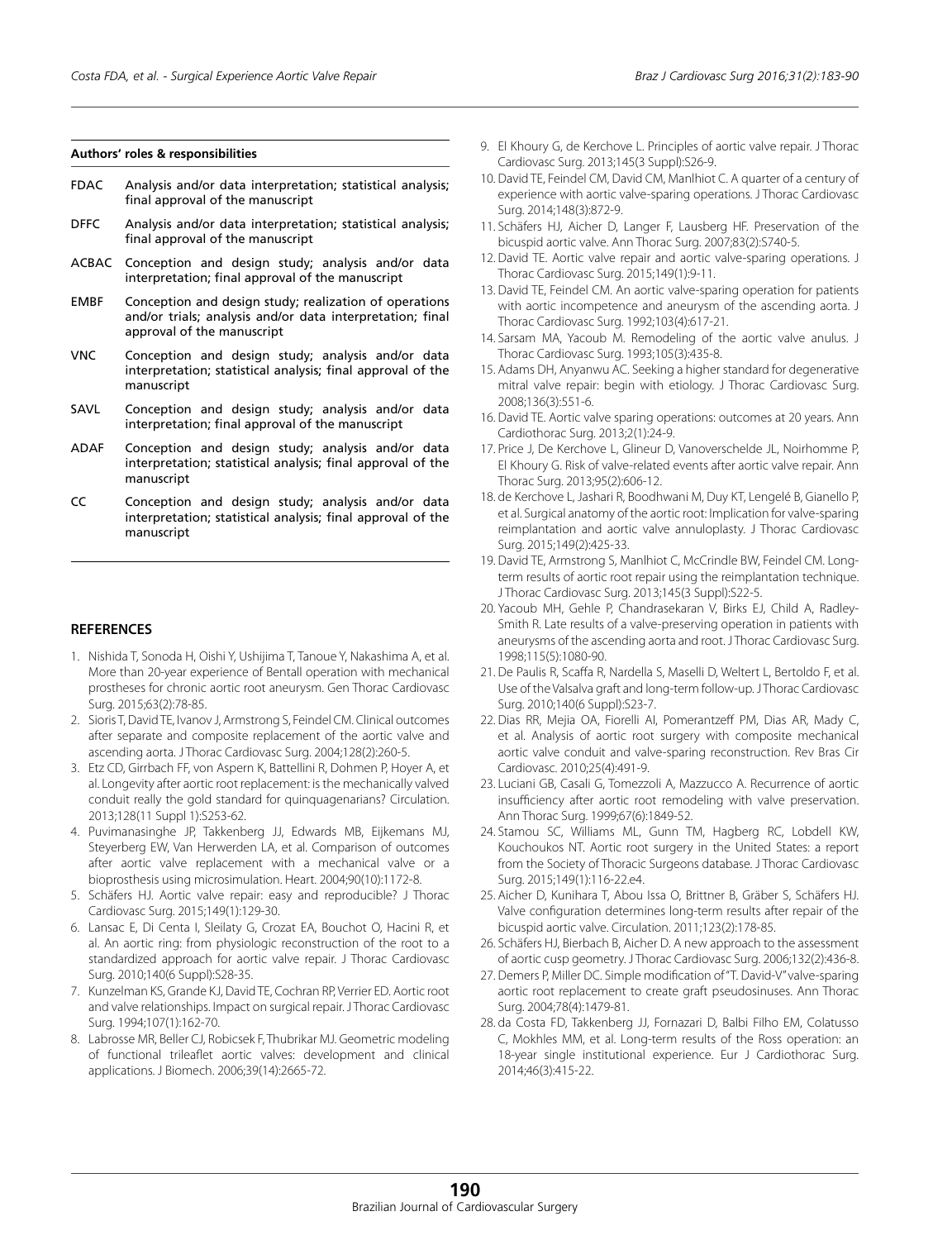**Authors' roles & responsibilities**

| | |
|---|---|
| FDAC | Analysis and/or data interpretation; statistical analysis; final approval of the manuscript |
| DFFC | Analysis and/or data interpretation; statistical analysis; final approval of the manuscript |
| ACBAC | Conception and design study; analysis and/or data interpretation; final approval of the manuscript |
| EMBF | Conception and design study; realization of operations and/or trials; analysis and/or data interpretation; final approval of the manuscript |
| VNC | Conception and design study; analysis and/or data interpretation; statistical analysis; final approval of the manuscript |
| SAVL | Conception and design study; analysis and/or data interpretation; final approval of the manuscript |
| ADAF | Conception and design study; analysis and/or data interpretation; statistical analysis; final approval of the manuscript |
| CC | Conception and design study; analysis and/or data interpretation; statistical analysis; final approval of the manuscript |

## REFERENCES

1. Nishida T, Sonoda H, Oishi Y, Ushijima T, Tanoue Y, Nakashima A, et al. More than 20-year experience of Bentall operation with mechanical prostheses for chronic aortic root aneurysm. Gen Thorac Cardiovasc Surg. 2015;63(2):78-85.
2. Sioris T, David TE, Ivanov J, Armstrong S, Feindel CM. Clinical outcomes after separate and composite replacement of the aortic valve and ascending aorta. J Thorac Cardiovasc Surg. 2004;128(2):260-5.
3. Etz CD, Girrbach FF, von Aspern K, Battellini R, Dohmen P, Hoyer A, et al. Longevity after aortic root replacement: is the mechanically valved conduit really the gold standard for quinquagenarians? Circulation. 2013;128(11 Suppl 1):S253-62.
4. Puvimanasinghe JP, Takkenberg JJ, Edwards MB, Eijkemans MJ, Steyerberg EW, Van Herwerden LA, et al. Comparison of outcomes after aortic valve replacement with a mechanical valve or a bioprosthesis using microsimulation. Heart. 2004;90(10):1172-8.
5. Schäfers HJ. Aortic valve repair: easy and reproducible? J Thorac Cardiovasc Surg. 2015;149(1):129-30.
6. Lansac E, Di Centa I, Sleilaty G, Crozat EA, Bouchot O, Hacini R, et al. An aortic ring: from physiologic reconstruction of the root to a standardized approach for aortic valve repair. J Thorac Cardiovasc Surg. 2010;140(6 Suppl):S28-35.
7. Kunzelman KS, Grande KJ, David TE, Cochran RP, Verrier ED. Aortic root and valve relationships. Impact on surgical repair. J Thorac Cardiovasc Surg. 1994;107(1):162-70.
8. Labrosse MR, Beller CJ, Robicsek F, Thubrikar MJ. Geometric modeling of functional trileaflet aortic valves: development and clinical applications. J Biomech. 2006;39(14):2665-72.
9. El Khoury G, de Kerchove L. Principles of aortic valve repair. J Thorac Cardiovasc Surg. 2013;145(3 Suppl):S26-9.
10. David TE, Feindel CM, David CM, Manlhiot C. A quarter of a century of experience with aortic valve-sparing operations. J Thorac Cardiovasc Surg. 2014;148(3):872-9.
11. Schäfers HJ, Aicher D, Langer F, Lausberg HF. Preservation of the bicuspid aortic valve. Ann Thorac Surg. 2007;83(2):S740-5.
12. David TE. Aortic valve repair and aortic valve-sparing operations. J Thorac Cardiovasc Surg. 2015;149(1):9-11.
13. David TE, Feindel CM. An aortic valve-sparing operation for patients with aortic incompetence and aneurysm of the ascending aorta. J Thorac Cardiovasc Surg. 1992;103(4):617-21.
14. Sarsam MA, Yacoub M. Remodeling of the aortic valve anulus. J Thorac Cardiovasc Surg. 1993;105(3):435-8.
15. Adams DH, Anyanwu AC. Seeking a higher standard for degenerative mitral valve repair: begin with etiology. J Thorac Cardiovasc Surg. 2008;136(3):551-6.
16. David TE. Aortic valve sparing operations: outcomes at 20 years. Ann Cardiothorac Surg. 2013;2(1):24-9.
17. Price J, De Kerchove L, Glineur D, Vanoverschelde JL, Noirhomme P, El Khoury G. Risk of valve-related events after aortic valve repair. Ann Thorac Surg. 2013;95(2):606-12.
18. de Kerchove L, Jashari R, Boodhwani M, Duy KT, Lengelé B, Gianello P, et al. Surgical anatomy of the aortic root: Implication for valve-sparing reimplantation and aortic valve annuloplasty. J Thorac Cardiovasc Surg. 2015;149(2):425-33.
19. David TE, Armstrong S, Manlhiot C, McCrindle BW, Feindel CM. Long-term results of aortic root repair using the reimplantation technique. J Thorac Cardiovasc Surg. 2013;145(3 Suppl):S22-5.
20. Yacoub MH, Gehle P, Chandrasekaran V, Birks EJ, Child A, Radley-Smith R. Late results of a valve-preserving operation in patients with aneurysms of the ascending aorta and root. J Thorac Cardiovasc Surg. 1998;115(5):1080-90.
21. De Paulis R, Scaffa R, Nardella S, Maselli D, Weltert L, Bertoldo F, et al. Use of the Valsalva graft and long-term follow-up. J Thorac Cardiovasc Surg. 2010;140(6 Suppl):S23-7.
22. Dias RR, Mejia OA, Fiorelli AI, Pomerantzeff PM, Dias AR, Mady C, et al. Analysis of aortic root surgery with composite mechanical aortic valve conduit and valve-sparing reconstruction. Rev Bras Cir Cardiovasc. 2010;25(4):491-9.
23. Luciani GB, Casali G, Tomezzoli A, Mazzucco A. Recurrence of aortic insufficiency after aortic root remodeling with valve preservation. Ann Thorac Surg. 1999;67(6):1849-52.
24. Stamou SC, Williams ML, Gunn TM, Hagberg RC, Lobdell KW, Kouchoukos NT. Aortic root surgery in the United States: a report from the Society of Thoracic Surgeons database. J Thorac Cardiovasc Surg. 2015;149(1):116-22.e4.
25. Aicher D, Kunihara T, Abou Issa O, Brittner B, Gräber S, Schäfers HJ. Valve configuration determines long-term results after repair of the bicuspid aortic valve. Circulation. 2011;123(2):178-85.
26. Schäfers HJ, Bierbach B, Aicher D. A new approach to the assessment of aortic cusp geometry. J Thorac Cardiovasc Surg. 2006;132(2):436-8.
27. Demers P, Miller DC. Simple modification of "T. David-V" valve-sparing aortic root replacement to create graft pseudosinuses. Ann Thorac Surg. 2004;78(4):1479-81.
28. da Costa FD, Takkenberg JJ, Fornazari D, Balbi Filho EM, Colatusso C, Mokhles MM, et al. Long-term results of the Ross operation: an 18-year single institutional experience. Eur J Cardiothorac Surg. 2014;46(3):415-22.